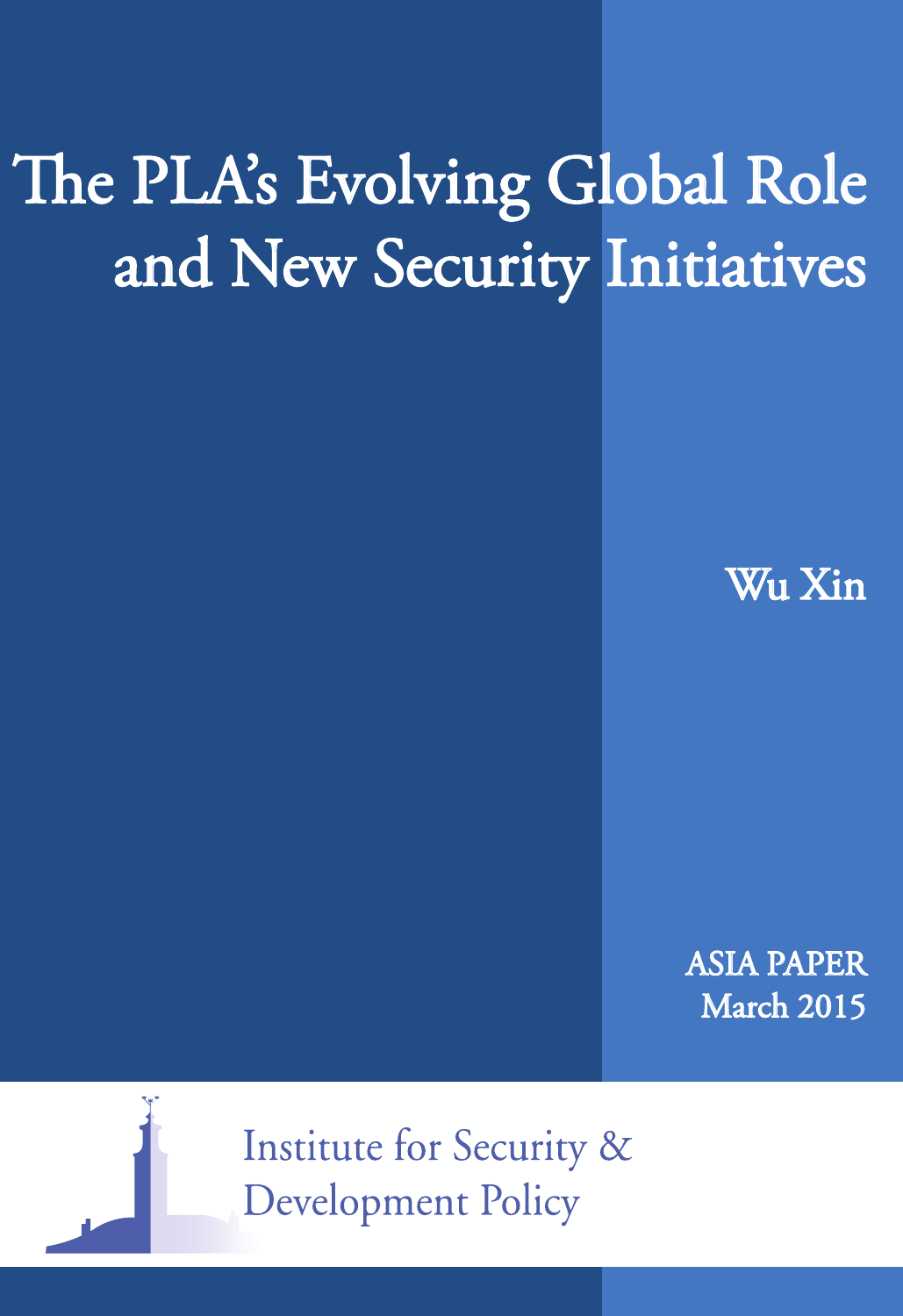# The PLA's Evolving Global Role and New Security Initiatives

Wu Xin

ASIA PAPER
March 2015

Institute for Security & Development Policy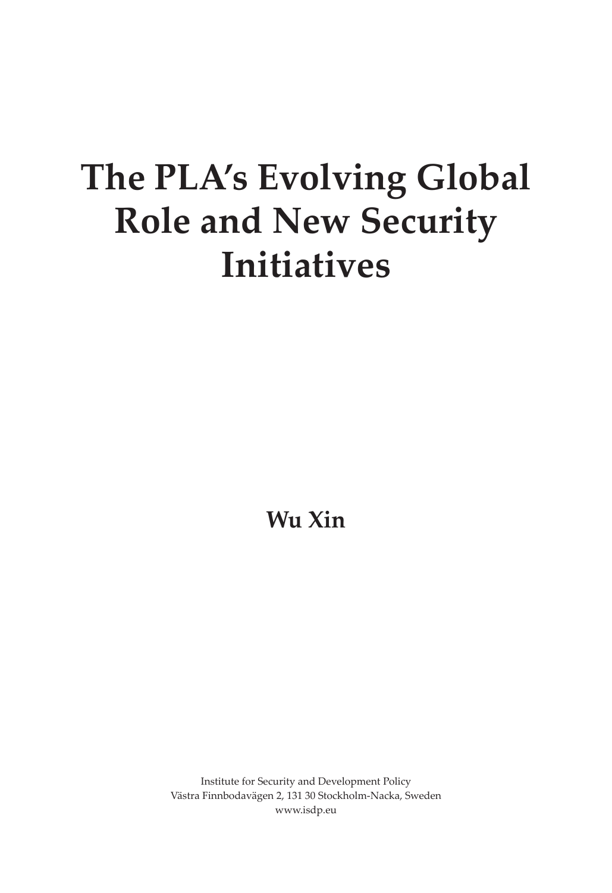# The PLA's Evolving Global Role and New Security Initiatives

**Wu Xin**

Institute for Security and Development Policy
Västra Finnbodavägen 2, 131 30 Stockholm-Nacka, Sweden
www.isdp.eu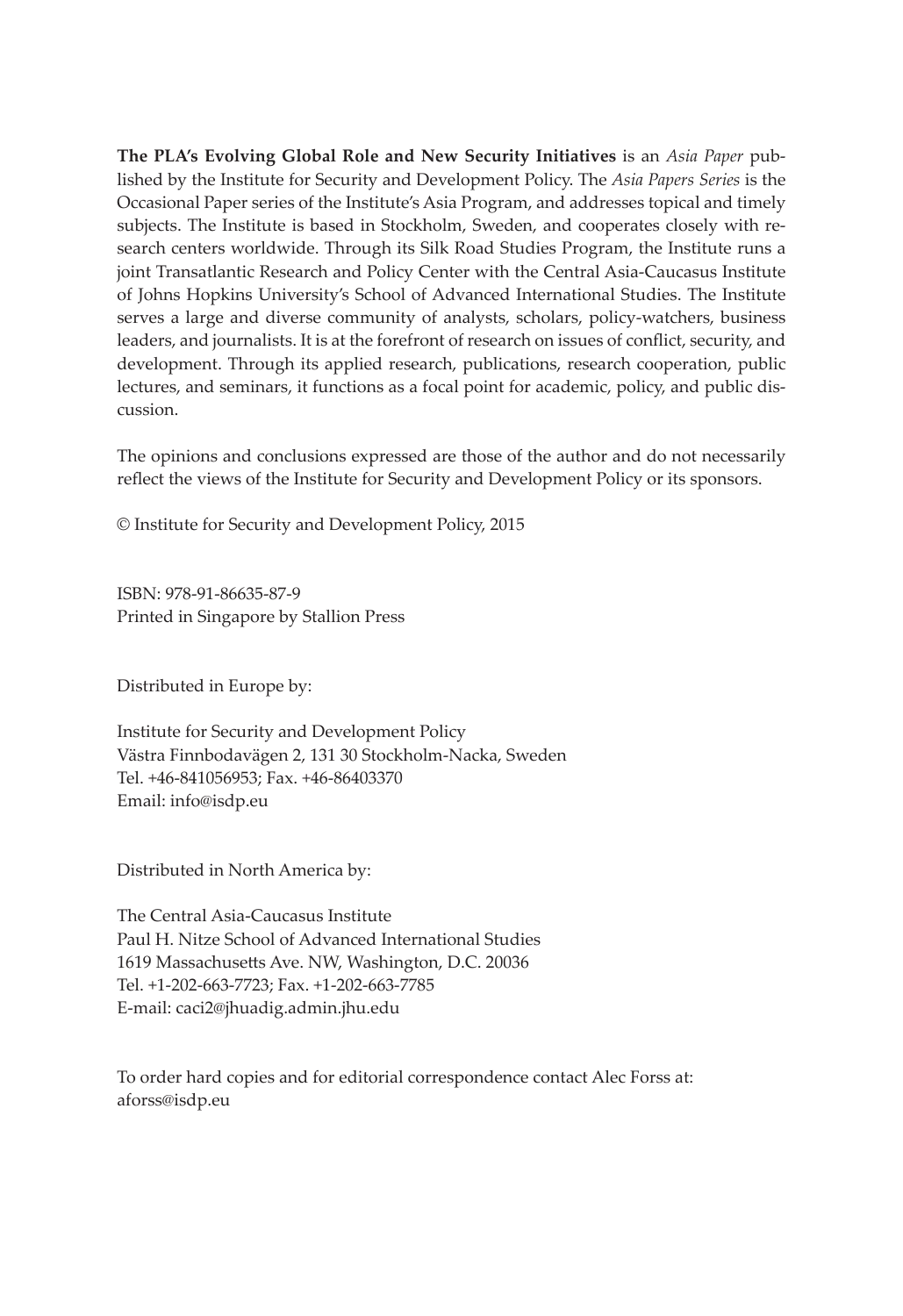**The PLA's Evolving Global Role and New Security Initiatives** is an *Asia Paper* published by the Institute for Security and Development Policy. The *Asia Papers Series* is the Occasional Paper series of the Institute's Asia Program, and addresses topical and timely subjects. The Institute is based in Stockholm, Sweden, and cooperates closely with research centers worldwide. Through its Silk Road Studies Program, the Institute runs a joint Transatlantic Research and Policy Center with the Central Asia-Caucasus Institute of Johns Hopkins University's School of Advanced International Studies. The Institute serves a large and diverse community of analysts, scholars, policy-watchers, business leaders, and journalists. It is at the forefront of research on issues of conflict, security, and development. Through its applied research, publications, research cooperation, public lectures, and seminars, it functions as a focal point for academic, policy, and public discussion.

The opinions and conclusions expressed are those of the author and do not necessarily reflect the views of the Institute for Security and Development Policy or its sponsors.

© Institute for Security and Development Policy, 2015

ISBN: 978-91-86635-87-9
Printed in Singapore by Stallion Press

Distributed in Europe by:

Institute for Security and Development Policy
Västra Finnbodavägen 2, 131 30 Stockholm-Nacka, Sweden
Tel. +46-841056953; Fax. +46-86403370
Email: info@isdp.eu

Distributed in North America by:

The Central Asia-Caucasus Institute
Paul H. Nitze School of Advanced International Studies
1619 Massachusetts Ave. NW, Washington, D.C. 20036
Tel. +1-202-663-7723; Fax. +1-202-663-7785
E-mail: caci2@jhuadig.admin.jhu.edu

To order hard copies and for editorial correspondence contact Alec Forss at:
aforss@isdp.eu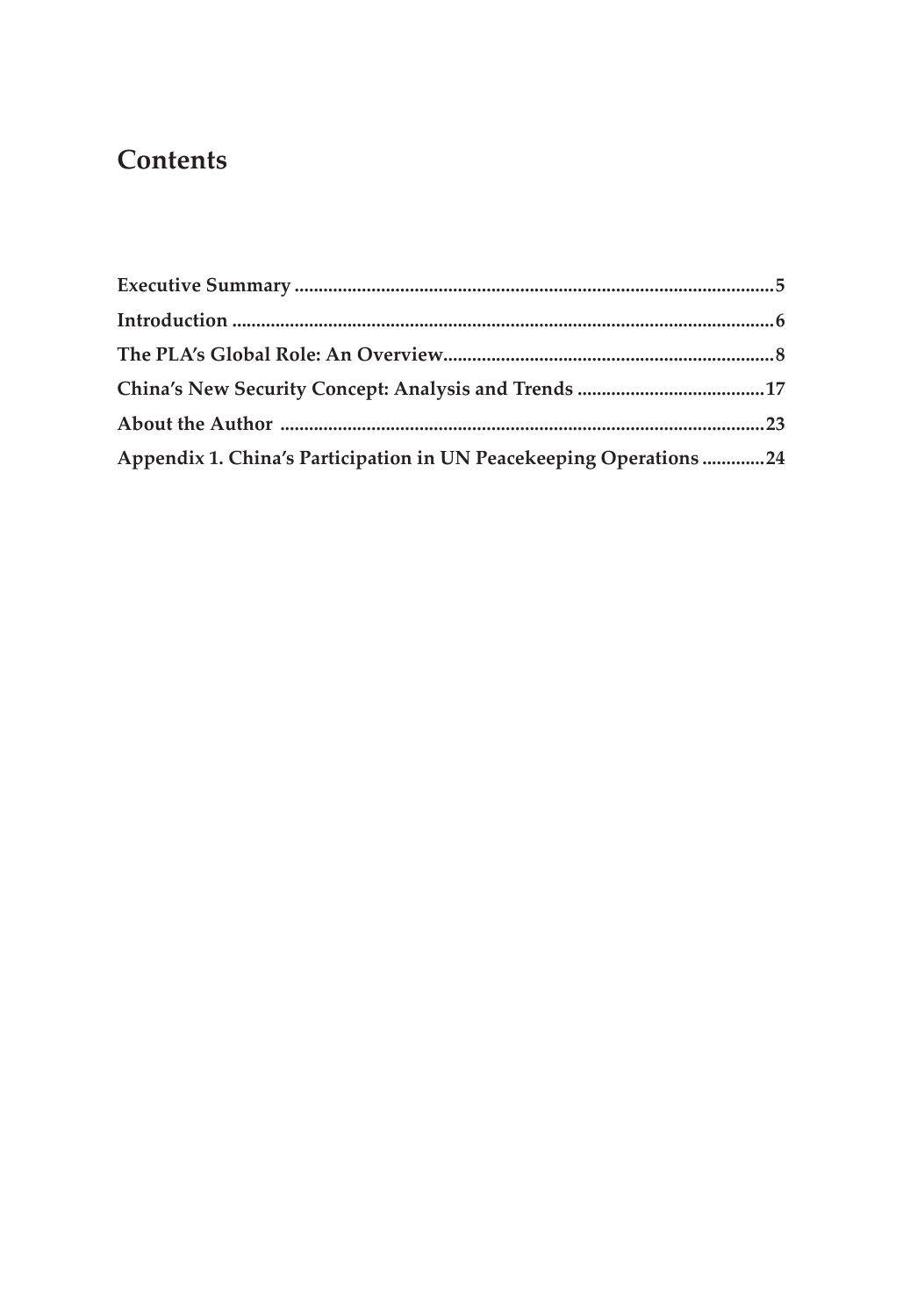# Contents

**Executive Summary** ........................................................................................................5

**Introduction** ....................................................................................................................6

**The PLA's Global Role: An Overview**........................................................................8

**China's New Security Concept: Analysis and Trends** ..........................................17

**About the Author** ........................................................................................................23

**Appendix 1. China's Participation in UN Peacekeeping Operations** .............24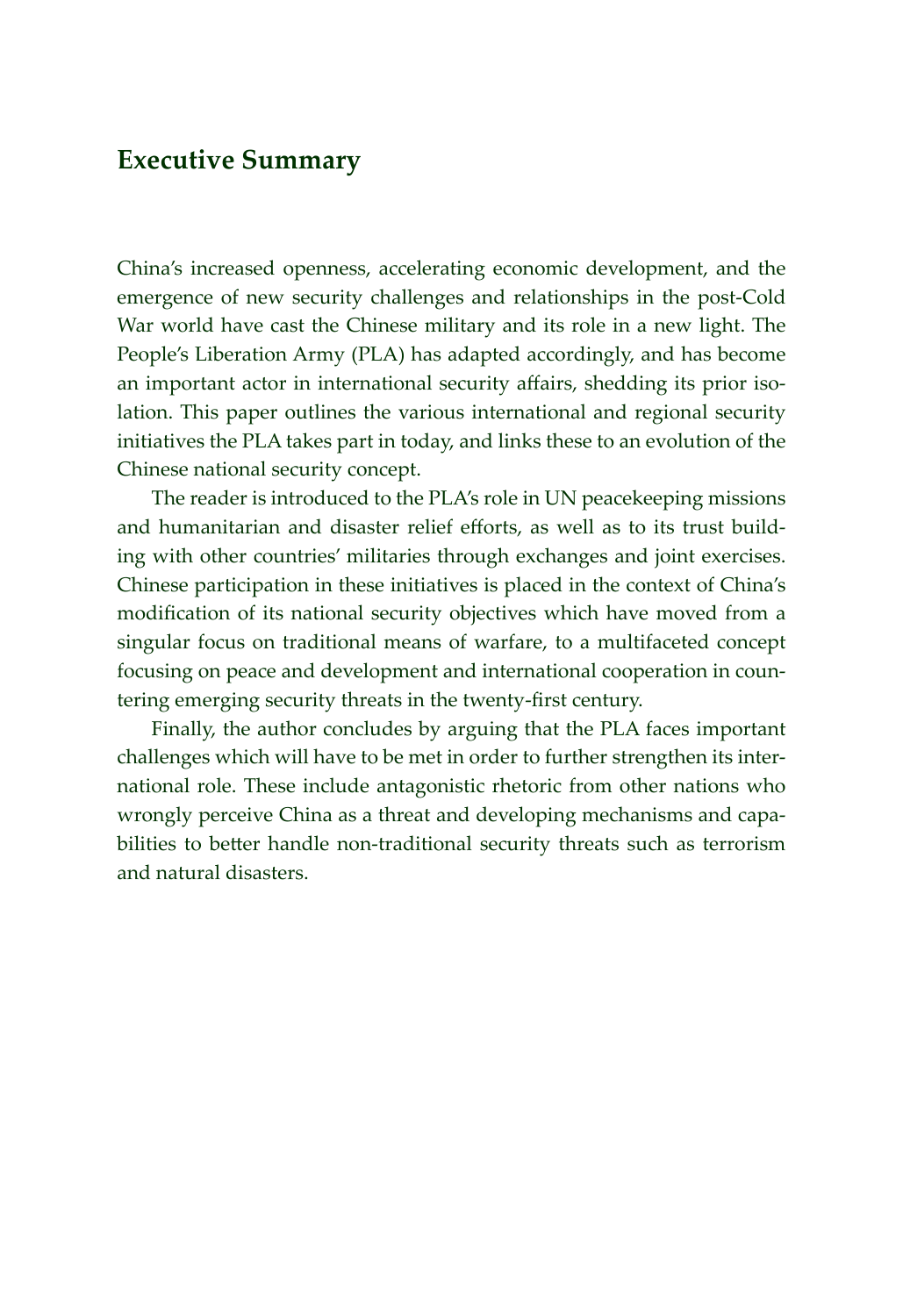## Executive Summary

China's increased openness, accelerating economic development, and the emergence of new security challenges and relationships in the post-Cold War world have cast the Chinese military and its role in a new light. The People's Liberation Army (PLA) has adapted accordingly, and has become an important actor in international security affairs, shedding its prior isolation. This paper outlines the various international and regional security initiatives the PLA takes part in today, and links these to an evolution of the Chinese national security concept.

The reader is introduced to the PLA's role in UN peacekeeping missions and humanitarian and disaster relief efforts, as well as to its trust building with other countries' militaries through exchanges and joint exercises. Chinese participation in these initiatives is placed in the context of China's modification of its national security objectives which have moved from a singular focus on traditional means of warfare, to a multifaceted concept focusing on peace and development and international cooperation in countering emerging security threats in the twenty-first century.

Finally, the author concludes by arguing that the PLA faces important challenges which will have to be met in order to further strengthen its international role. These include antagonistic rhetoric from other nations who wrongly perceive China as a threat and developing mechanisms and capabilities to better handle non-traditional security threats such as terrorism and natural disasters.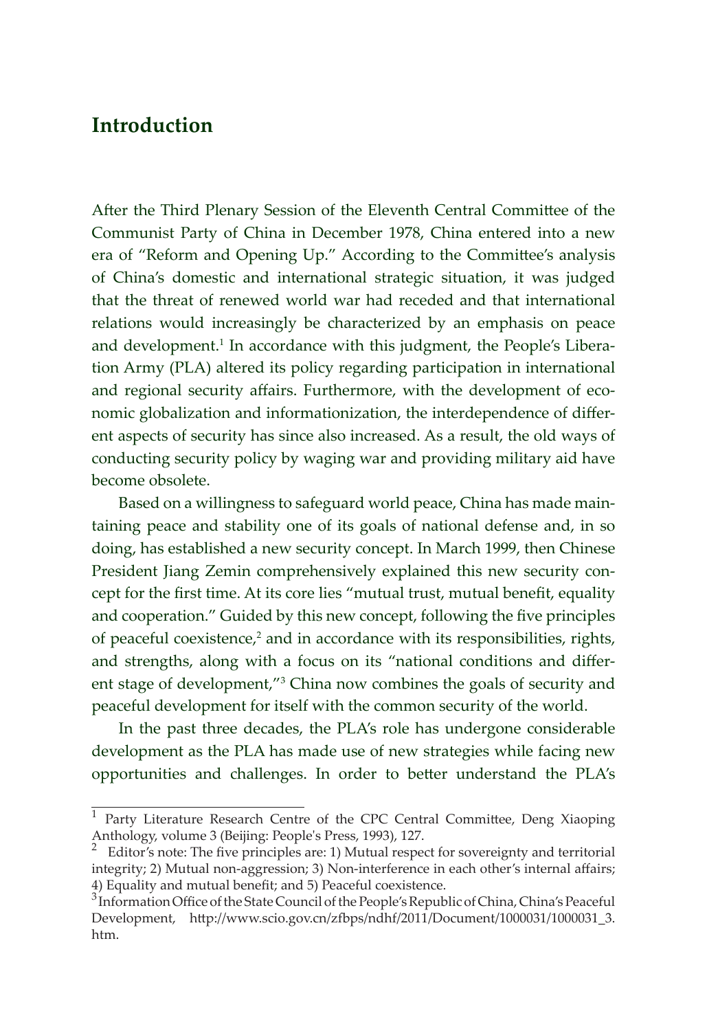## Introduction

After the Third Plenary Session of the Eleventh Central Committee of the Communist Party of China in December 1978, China entered into a new era of "Reform and Opening Up." According to the Committee's analysis of China's domestic and international strategic situation, it was judged that the threat of renewed world war had receded and that international relations would increasingly be characterized by an emphasis on peace and development.[1] In accordance with this judgment, the People's Liberation Army (PLA) altered its policy regarding participation in international and regional security affairs. Furthermore, with the development of economic globalization and informationization, the interdependence of different aspects of security has since also increased. As a result, the old ways of conducting security policy by waging war and providing military aid have become obsolete.

Based on a willingness to safeguard world peace, China has made maintaining peace and stability one of its goals of national defense and, in so doing, has established a new security concept. In March 1999, then Chinese President Jiang Zemin comprehensively explained this new security concept for the first time. At its core lies "mutual trust, mutual benefit, equality and cooperation." Guided by this new concept, following the five principles of peaceful coexistence,[2] and in accordance with its responsibilities, rights, and strengths, along with a focus on its "national conditions and different stage of development,"[3] China now combines the goals of security and peaceful development for itself with the common security of the world.

In the past three decades, the PLA's role has undergone considerable development as the PLA has made use of new strategies while facing new opportunities and challenges. In order to better understand the PLA's

---

[1] Party Literature Research Centre of the CPC Central Committee, Deng Xiaoping Anthology, volume 3 (Beijing: People's Press, 1993), 127.

[2] Editor's note: The five principles are: 1) Mutual respect for sovereignty and territorial integrity; 2) Mutual non-aggression; 3) Non-interference in each other's internal affairs; 4) Equality and mutual benefit; and 5) Peaceful coexistence.

[3] Information Office of the State Council of the People's Republic of China, China's Peaceful Development, http://www.scio.gov.cn/zfbps/ndhf/2011/Document/1000031/1000031_3.htm.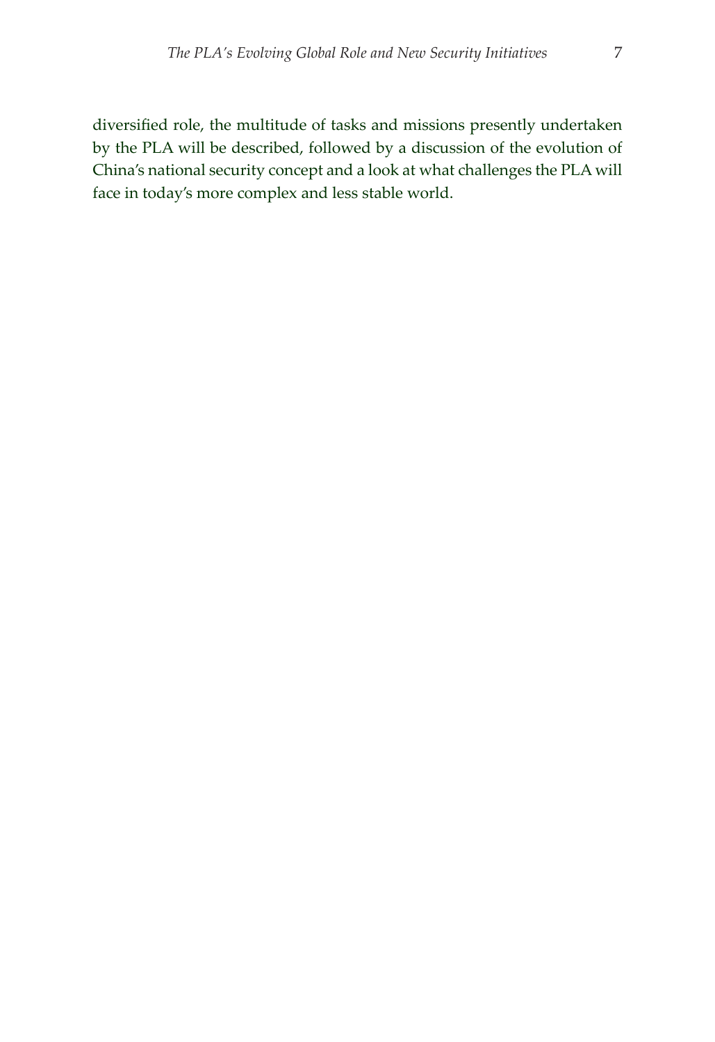diversified role, the multitude of tasks and missions presently undertaken by the PLA will be described, followed by a discussion of the evolution of China's national security concept and a look at what challenges the PLA will face in today's more complex and less stable world.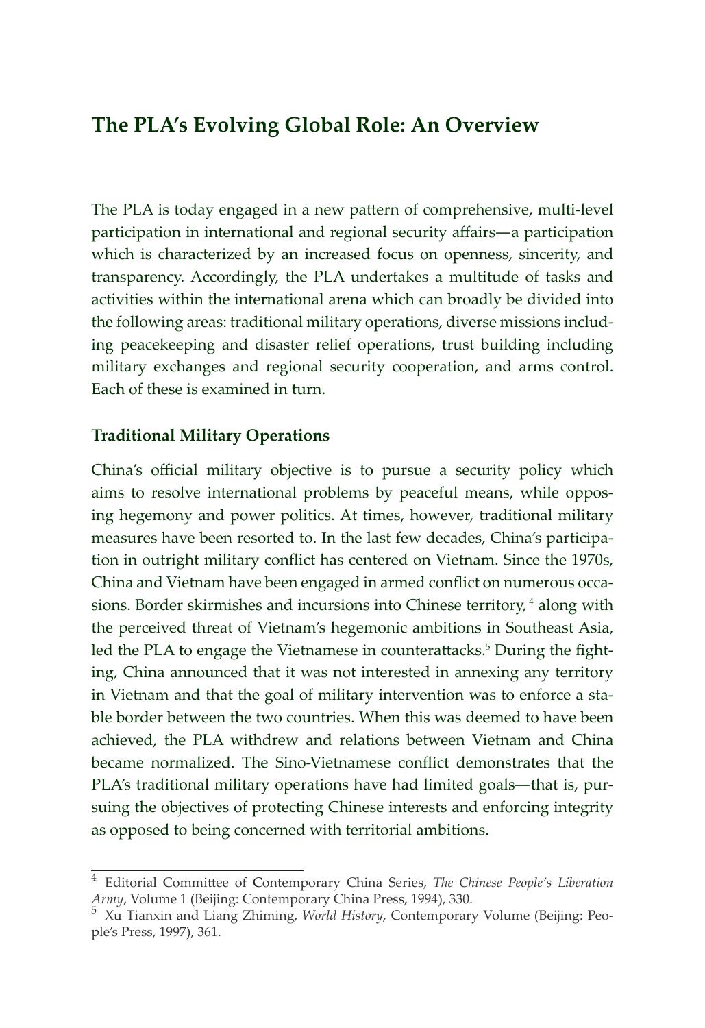## The PLA's Evolving Global Role: An Overview

The PLA is today engaged in a new pattern of comprehensive, multi-level participation in international and regional security affairs—a participation which is characterized by an increased focus on openness, sincerity, and transparency. Accordingly, the PLA undertakes a multitude of tasks and activities within the international arena which can broadly be divided into the following areas: traditional military operations, diverse missions including peacekeeping and disaster relief operations, trust building including military exchanges and regional security cooperation, and arms control. Each of these is examined in turn.

### Traditional Military Operations

China's official military objective is to pursue a security policy which aims to resolve international problems by peaceful means, while opposing hegemony and power politics. At times, however, traditional military measures have been resorted to. In the last few decades, China's participation in outright military conflict has centered on Vietnam. Since the 1970s, China and Vietnam have been engaged in armed conflict on numerous occasions. Border skirmishes and incursions into Chinese territory,[4] along with the perceived threat of Vietnam's hegemonic ambitions in Southeast Asia, led the PLA to engage the Vietnamese in counterattacks.[5] During the fighting, China announced that it was not interested in annexing any territory in Vietnam and that the goal of military intervention was to enforce a stable border between the two countries. When this was deemed to have been achieved, the PLA withdrew and relations between Vietnam and China became normalized. The Sino-Vietnamese conflict demonstrates that the PLA's traditional military operations have had limited goals—that is, pursuing the objectives of protecting Chinese interests and enforcing integrity as opposed to being concerned with territorial ambitions.

---

[4] Editorial Committee of Contemporary China Series, *The Chinese People's Liberation Army*, Volume 1 (Beijing: Contemporary China Press, 1994), 330.

[5] Xu Tianxin and Liang Zhiming, *World History*, Contemporary Volume (Beijing: People's Press, 1997), 361.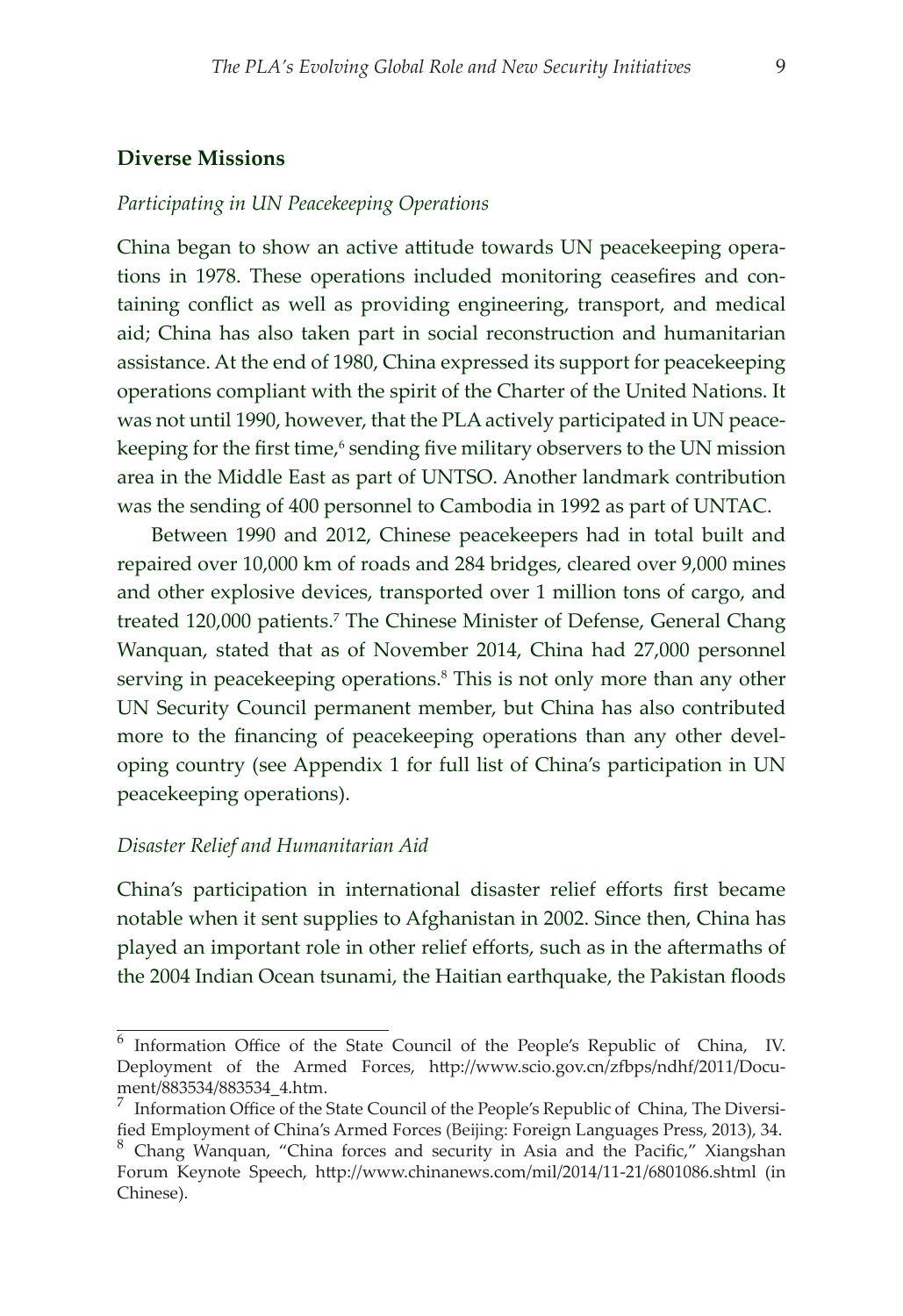### Diverse Missions

*Participating in UN Peacekeeping Operations*

China began to show an active attitude towards UN peacekeeping operations in 1978. These operations included monitoring ceasefires and containing conflict as well as providing engineering, transport, and medical aid; China has also taken part in social reconstruction and humanitarian assistance. At the end of 1980, China expressed its support for peacekeeping operations compliant with the spirit of the Charter of the United Nations. It was not until 1990, however, that the PLA actively participated in UN peacekeeping for the first time,[6] sending five military observers to the UN mission area in the Middle East as part of UNTSO. Another landmark contribution was the sending of 400 personnel to Cambodia in 1992 as part of UNTAC.

Between 1990 and 2012, Chinese peacekeepers had in total built and repaired over 10,000 km of roads and 284 bridges, cleared over 9,000 mines and other explosive devices, transported over 1 million tons of cargo, and treated 120,000 patients.[7] The Chinese Minister of Defense, General Chang Wanquan, stated that as of November 2014, China had 27,000 personnel serving in peacekeeping operations.[8] This is not only more than any other UN Security Council permanent member, but China has also contributed more to the financing of peacekeeping operations than any other developing country (see Appendix 1 for full list of China's participation in UN peacekeeping operations).

*Disaster Relief and Humanitarian Aid*

China's participation in international disaster relief efforts first became notable when it sent supplies to Afghanistan in 2002. Since then, China has played an important role in other relief efforts, such as in the aftermaths of the 2004 Indian Ocean tsunami, the Haitian earthquake, the Pakistan floods

---

[6] Information Office of the State Council of the People's Republic of China, IV. Deployment of the Armed Forces, http://www.scio.gov.cn/zfbps/ndhf/2011/Document/883534/883534_4.htm.

[7] Information Office of the State Council of the People's Republic of China, The Diversified Employment of China's Armed Forces (Beijing: Foreign Languages Press, 2013), 34.

[8] Chang Wanquan, "China forces and security in Asia and the Pacific," Xiangshan Forum Keynote Speech, http://www.chinanews.com/mil/2014/11-21/6801086.shtml (in Chinese).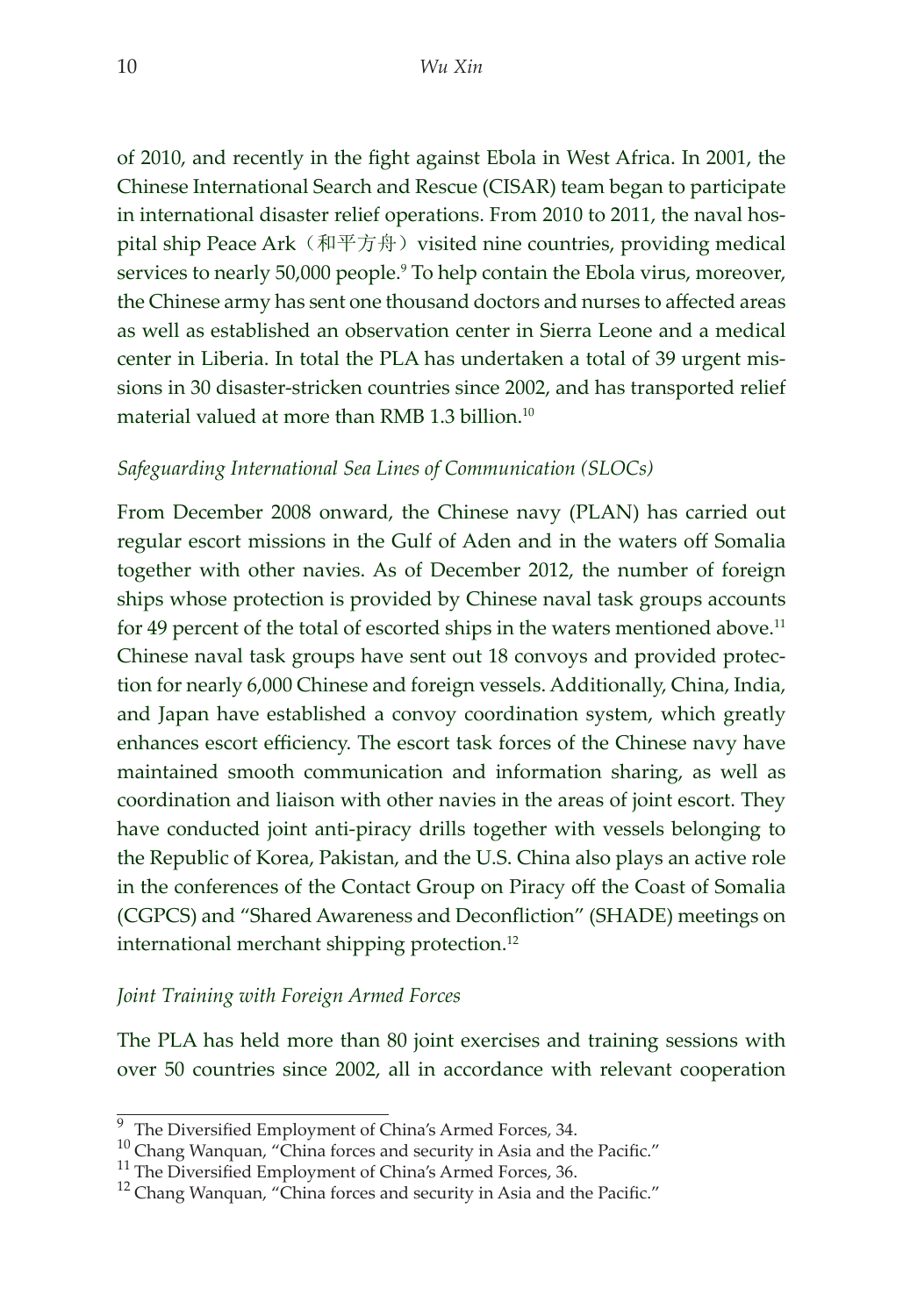of 2010, and recently in the fight against Ebola in West Africa. In 2001, the Chinese International Search and Rescue (CISAR) team began to participate in international disaster relief operations. From 2010 to 2011, the naval hospital ship Peace Ark（和平方舟）visited nine countries, providing medical services to nearly 50,000 people.[9] To help contain the Ebola virus, moreover, the Chinese army has sent one thousand doctors and nurses to affected areas as well as established an observation center in Sierra Leone and a medical center in Liberia. In total the PLA has undertaken a total of 39 urgent missions in 30 disaster-stricken countries since 2002, and has transported relief material valued at more than RMB 1.3 billion.[10]

*Safeguarding International Sea Lines of Communication (SLOCs)*

From December 2008 onward, the Chinese navy (PLAN) has carried out regular escort missions in the Gulf of Aden and in the waters off Somalia together with other navies. As of December 2012, the number of foreign ships whose protection is provided by Chinese naval task groups accounts for 49 percent of the total of escorted ships in the waters mentioned above.[11] Chinese naval task groups have sent out 18 convoys and provided protection for nearly 6,000 Chinese and foreign vessels. Additionally, China, India, and Japan have established a convoy coordination system, which greatly enhances escort efficiency. The escort task forces of the Chinese navy have maintained smooth communication and information sharing, as well as coordination and liaison with other navies in the areas of joint escort. They have conducted joint anti-piracy drills together with vessels belonging to the Republic of Korea, Pakistan, and the U.S. China also plays an active role in the conferences of the Contact Group on Piracy off the Coast of Somalia (CGPCS) and "Shared Awareness and Deconfliction" (SHADE) meetings on international merchant shipping protection.[12]

*Joint Training with Foreign Armed Forces*

The PLA has held more than 80 joint exercises and training sessions with over 50 countries since 2002, all in accordance with relevant cooperation

---

[9] The Diversified Employment of China's Armed Forces, 34.

[10] Chang Wanquan, "China forces and security in Asia and the Pacific."

[11] The Diversified Employment of China's Armed Forces, 36.

[12] Chang Wanquan, "China forces and security in Asia and the Pacific."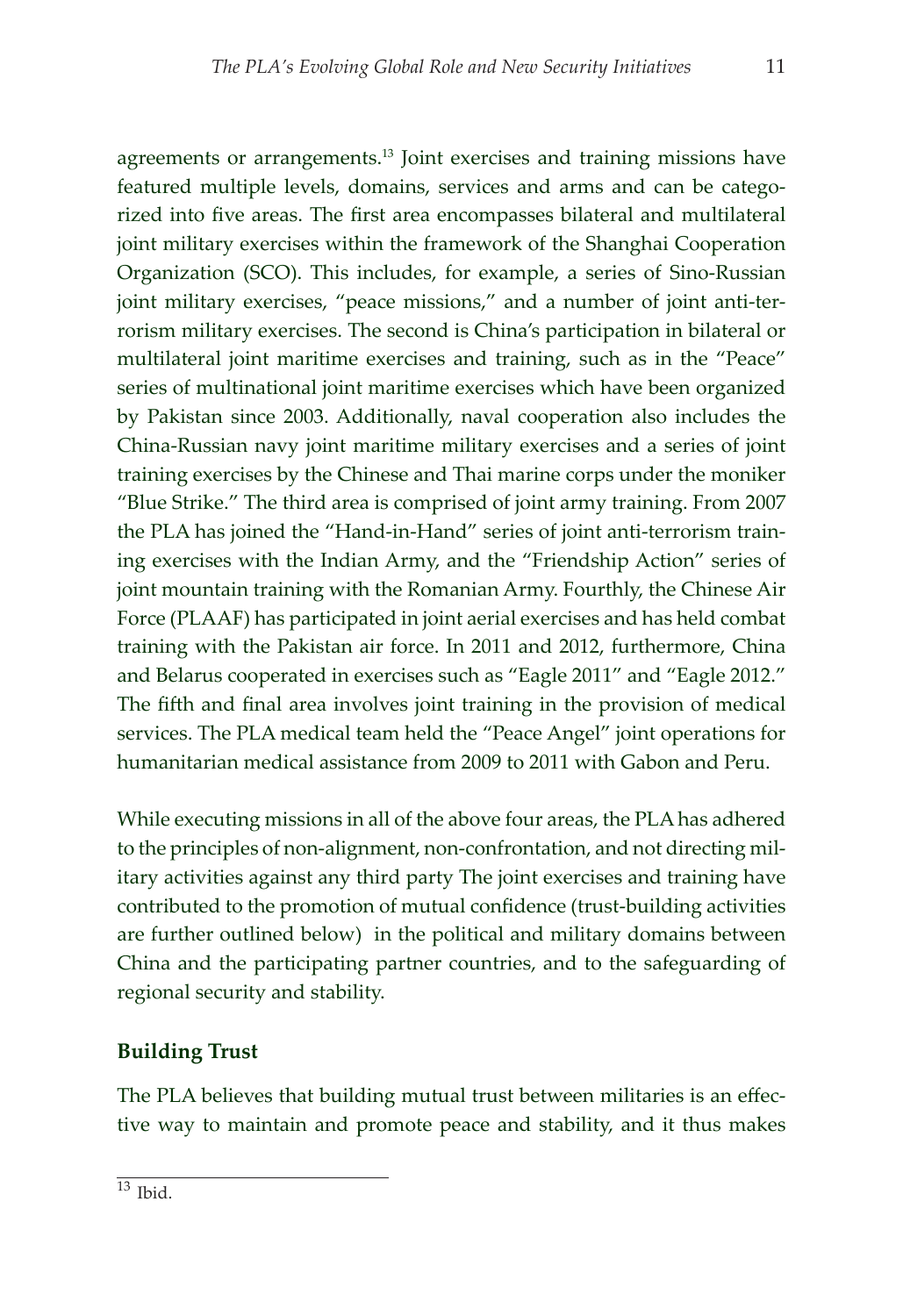agreements or arrangements.[13] Joint exercises and training missions have featured multiple levels, domains, services and arms and can be categorized into five areas. The first area encompasses bilateral and multilateral joint military exercises within the framework of the Shanghai Cooperation Organization (SCO). This includes, for example, a series of Sino-Russian joint military exercises, "peace missions," and a number of joint anti-terrorism military exercises. The second is China's participation in bilateral or multilateral joint maritime exercises and training, such as in the "Peace" series of multinational joint maritime exercises which have been organized by Pakistan since 2003. Additionally, naval cooperation also includes the China-Russian navy joint maritime military exercises and a series of joint training exercises by the Chinese and Thai marine corps under the moniker "Blue Strike." The third area is comprised of joint army training. From 2007 the PLA has joined the "Hand-in-Hand" series of joint anti-terrorism training exercises with the Indian Army, and the "Friendship Action" series of joint mountain training with the Romanian Army. Fourthly, the Chinese Air Force (PLAAF) has participated in joint aerial exercises and has held combat training with the Pakistan air force. In 2011 and 2012, furthermore, China and Belarus cooperated in exercises such as "Eagle 2011" and "Eagle 2012." The fifth and final area involves joint training in the provision of medical services. The PLA medical team held the "Peace Angel" joint operations for humanitarian medical assistance from 2009 to 2011 with Gabon and Peru.

While executing missions in all of the above four areas, the PLA has adhered to the principles of non-alignment, non-confrontation, and not directing military activities against any third party The joint exercises and training have contributed to the promotion of mutual confidence (trust-building activities are further outlined below) in the political and military domains between China and the participating partner countries, and to the safeguarding of regional security and stability.

## Building Trust

The PLA believes that building mutual trust between militaries is an effective way to maintain and promote peace and stability, and it thus makes

[13] Ibid.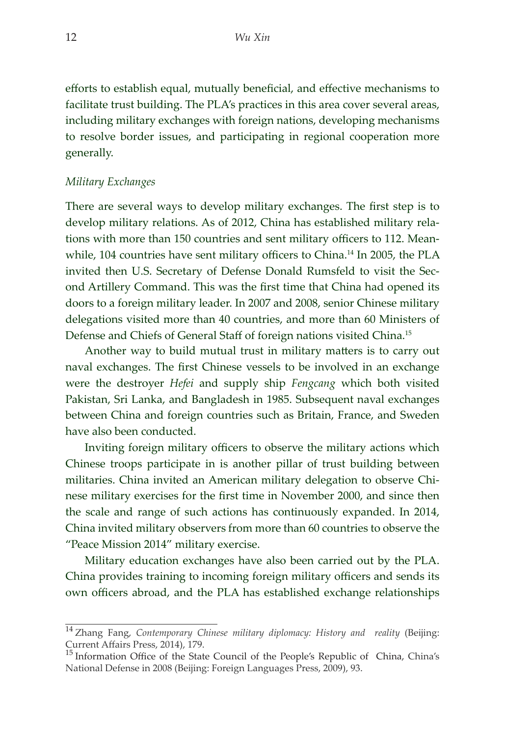efforts to establish equal, mutually beneficial, and effective mechanisms to facilitate trust building. The PLA's practices in this area cover several areas, including military exchanges with foreign nations, developing mechanisms to resolve border issues, and participating in regional cooperation more generally.

*Military Exchanges*

There are several ways to develop military exchanges. The first step is to develop military relations. As of 2012, China has established military relations with more than 150 countries and sent military officers to 112. Meanwhile, 104 countries have sent military officers to China.[14] In 2005, the PLA invited then U.S. Secretary of Defense Donald Rumsfeld to visit the Second Artillery Command. This was the first time that China had opened its doors to a foreign military leader. In 2007 and 2008, senior Chinese military delegations visited more than 40 countries, and more than 60 Ministers of Defense and Chiefs of General Staff of foreign nations visited China.[15]

Another way to build mutual trust in military matters is to carry out naval exchanges. The first Chinese vessels to be involved in an exchange were the destroyer *Hefei* and supply ship *Fengcang* which both visited Pakistan, Sri Lanka, and Bangladesh in 1985. Subsequent naval exchanges between China and foreign countries such as Britain, France, and Sweden have also been conducted.

Inviting foreign military officers to observe the military actions which Chinese troops participate in is another pillar of trust building between militaries. China invited an American military delegation to observe Chinese military exercises for the first time in November 2000, and since then the scale and range of such actions has continuously expanded. In 2014, China invited military observers from more than 60 countries to observe the "Peace Mission 2014" military exercise.

Military education exchanges have also been carried out by the PLA. China provides training to incoming foreign military officers and sends its own officers abroad, and the PLA has established exchange relationships

---

[14] Zhang Fang, *Contemporary Chinese military diplomacy: History and reality* (Beijing: Current Affairs Press, 2014), 179.

[15] Information Office of the State Council of the People's Republic of China, China's National Defense in 2008 (Beijing: Foreign Languages Press, 2009), 93.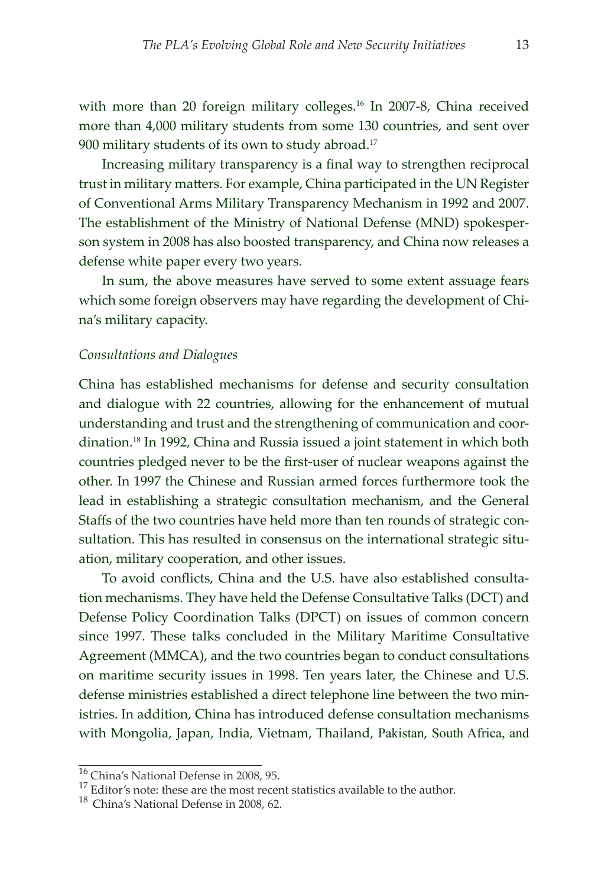with more than 20 foreign military colleges.[16] In 2007-8, China received more than 4,000 military students from some 130 countries, and sent over 900 military students of its own to study abroad.[17]

Increasing military transparency is a final way to strengthen reciprocal trust in military matters. For example, China participated in the UN Register of Conventional Arms Military Transparency Mechanism in 1992 and 2007. The establishment of the Ministry of National Defense (MND) spokesperson system in 2008 has also boosted transparency, and China now releases a defense white paper every two years.

In sum, the above measures have served to some extent assuage fears which some foreign observers may have regarding the development of China's military capacity.

*Consultations and Dialogues*

China has established mechanisms for defense and security consultation and dialogue with 22 countries, allowing for the enhancement of mutual understanding and trust and the strengthening of communication and coordination.[18] In 1992, China and Russia issued a joint statement in which both countries pledged never to be the first-user of nuclear weapons against the other. In 1997 the Chinese and Russian armed forces furthermore took the lead in establishing a strategic consultation mechanism, and the General Staffs of the two countries have held more than ten rounds of strategic consultation. This has resulted in consensus on the international strategic situation, military cooperation, and other issues.

To avoid conflicts, China and the U.S. have also established consultation mechanisms. They have held the Defense Consultative Talks (DCT) and Defense Policy Coordination Talks (DPCT) on issues of common concern since 1997. These talks concluded in the Military Maritime Consultative Agreement (MMCA), and the two countries began to conduct consultations on maritime security issues in 1998. Ten years later, the Chinese and U.S. defense ministries established a direct telephone line between the two ministries. In addition, China has introduced defense consultation mechanisms with Mongolia, Japan, India, Vietnam, Thailand, Pakistan, South Africa, and

---

[16] China's National Defense in 2008, 95.

[17] Editor's note: these are the most recent statistics available to the author.

[18] China's National Defense in 2008, 62.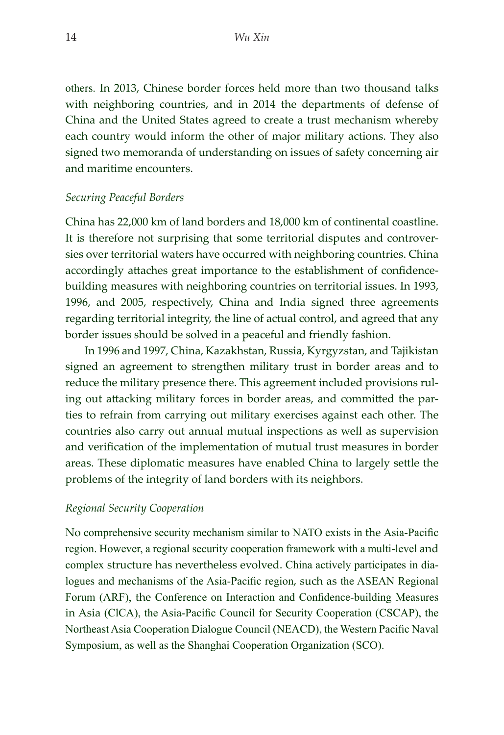others. In 2013, Chinese border forces held more than two thousand talks with neighboring countries, and in 2014 the departments of defense of China and the United States agreed to create a trust mechanism whereby each country would inform the other of major military actions. They also signed two memoranda of understanding on issues of safety concerning air and maritime encounters.

### *Securing Peaceful Borders*

China has 22,000 km of land borders and 18,000 km of continental coastline. It is therefore not surprising that some territorial disputes and controversies over territorial waters have occurred with neighboring countries. China accordingly attaches great importance to the establishment of confidence-building measures with neighboring countries on territorial issues. In 1993, 1996, and 2005, respectively, China and India signed three agreements regarding territorial integrity, the line of actual control, and agreed that any border issues should be solved in a peaceful and friendly fashion.

In 1996 and 1997, China, Kazakhstan, Russia, Kyrgyzstan, and Tajikistan signed an agreement to strengthen military trust in border areas and to reduce the military presence there. This agreement included provisions ruling out attacking military forces in border areas, and committed the parties to refrain from carrying out military exercises against each other. The countries also carry out annual mutual inspections as well as supervision and verification of the implementation of mutual trust measures in border areas. These diplomatic measures have enabled China to largely settle the problems of the integrity of land borders with its neighbors.

### *Regional Security Cooperation*

No comprehensive security mechanism similar to NATO exists in the Asia-Pacific region. However, a regional security cooperation framework with a multi-level and complex structure has nevertheless evolved. China actively participates in dialogues and mechanisms of the Asia-Pacific region, such as the ASEAN Regional Forum (ARF), the Conference on Interaction and Confidence-building Measures in Asia (CICA), the Asia-Pacific Council for Security Cooperation (CSCAP), the Northeast Asia Cooperation Dialogue Council (NEACD), the Western Pacific Naval Symposium, as well as the Shanghai Cooperation Organization (SCO).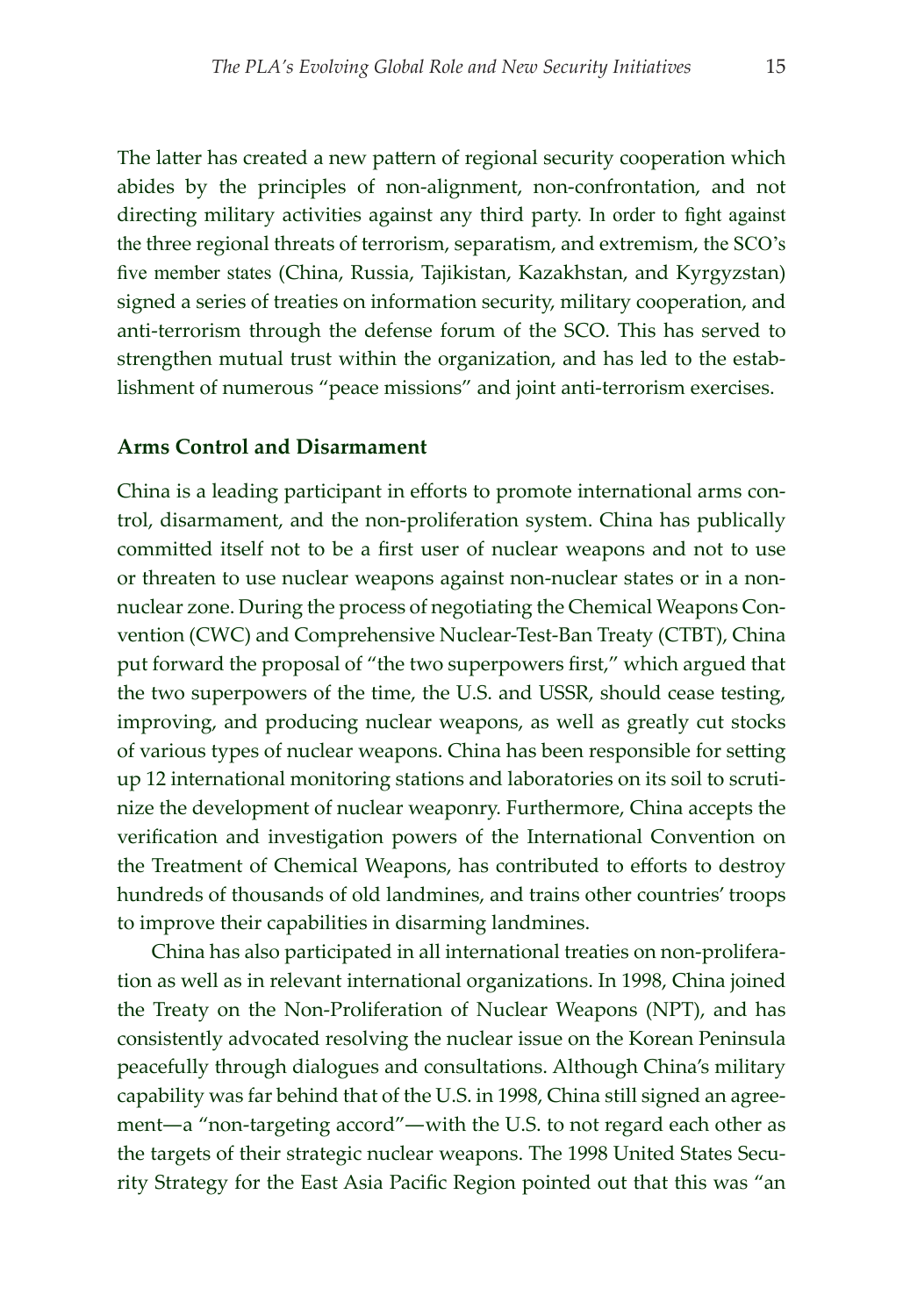The latter has created a new pattern of regional security cooperation which abides by the principles of non-alignment, non-confrontation, and not directing military activities against any third party. In order to fight against the three regional threats of terrorism, separatism, and extremism, the SCO's five member states (China, Russia, Tajikistan, Kazakhstan, and Kyrgyzstan) signed a series of treaties on information security, military cooperation, and anti-terrorism through the defense forum of the SCO. This has served to strengthen mutual trust within the organization, and has led to the establishment of numerous "peace missions" and joint anti-terrorism exercises.

### Arms Control and Disarmament

China is a leading participant in efforts to promote international arms control, disarmament, and the non-proliferation system. China has publically committed itself not to be a first user of nuclear weapons and not to use or threaten to use nuclear weapons against non-nuclear states or in a non-nuclear zone. During the process of negotiating the Chemical Weapons Convention (CWC) and Comprehensive Nuclear-Test-Ban Treaty (CTBT), China put forward the proposal of "the two superpowers first," which argued that the two superpowers of the time, the U.S. and USSR, should cease testing, improving, and producing nuclear weapons, as well as greatly cut stocks of various types of nuclear weapons. China has been responsible for setting up 12 international monitoring stations and laboratories on its soil to scrutinize the development of nuclear weaponry. Furthermore, China accepts the verification and investigation powers of the International Convention on the Treatment of Chemical Weapons, has contributed to efforts to destroy hundreds of thousands of old landmines, and trains other countries' troops to improve their capabilities in disarming landmines.

China has also participated in all international treaties on non-proliferation as well as in relevant international organizations. In 1998, China joined the Treaty on the Non-Proliferation of Nuclear Weapons (NPT), and has consistently advocated resolving the nuclear issue on the Korean Peninsula peacefully through dialogues and consultations. Although China's military capability was far behind that of the U.S. in 1998, China still signed an agreement—a "non-targeting accord"—with the U.S. to not regard each other as the targets of their strategic nuclear weapons. The 1998 United States Security Strategy for the East Asia Pacific Region pointed out that this was "an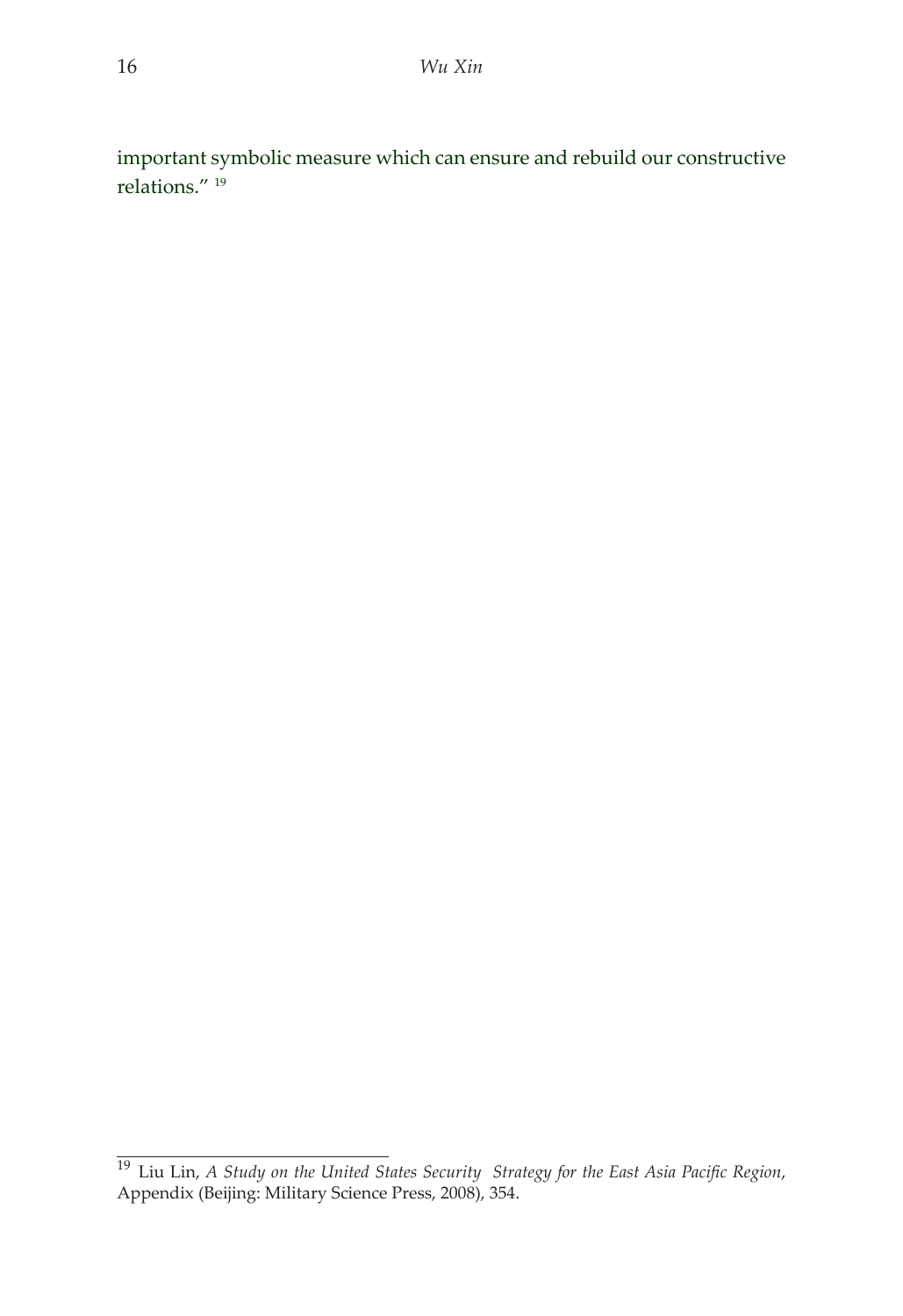important symbolic measure which can ensure and rebuild our constructive relations." [19]

---

[19] Liu Lin, *A Study on the United States Security Strategy for the East Asia Pacific Region*, Appendix (Beijing: Military Science Press, 2008), 354.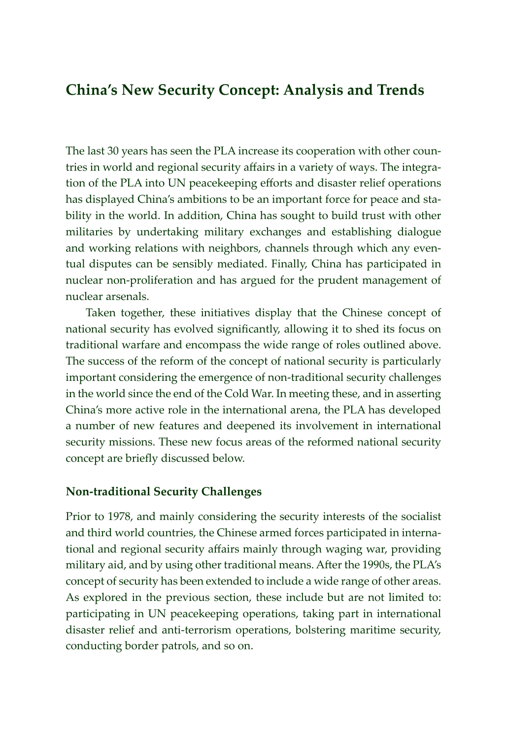## China's New Security Concept: Analysis and Trends

The last 30 years has seen the PLA increase its cooperation with other countries in world and regional security affairs in a variety of ways. The integration of the PLA into UN peacekeeping efforts and disaster relief operations has displayed China's ambitions to be an important force for peace and stability in the world. In addition, China has sought to build trust with other militaries by undertaking military exchanges and establishing dialogue and working relations with neighbors, channels through which any eventual disputes can be sensibly mediated. Finally, China has participated in nuclear non-proliferation and has argued for the prudent management of nuclear arsenals.

Taken together, these initiatives display that the Chinese concept of national security has evolved significantly, allowing it to shed its focus on traditional warfare and encompass the wide range of roles outlined above. The success of the reform of the concept of national security is particularly important considering the emergence of non-traditional security challenges in the world since the end of the Cold War. In meeting these, and in asserting China's more active role in the international arena, the PLA has developed a number of new features and deepened its involvement in international security missions. These new focus areas of the reformed national security concept are briefly discussed below.

### Non-traditional Security Challenges

Prior to 1978, and mainly considering the security interests of the socialist and third world countries, the Chinese armed forces participated in international and regional security affairs mainly through waging war, providing military aid, and by using other traditional means. After the 1990s, the PLA's concept of security has been extended to include a wide range of other areas. As explored in the previous section, these include but are not limited to: participating in UN peacekeeping operations, taking part in international disaster relief and anti-terrorism operations, bolstering maritime security, conducting border patrols, and so on.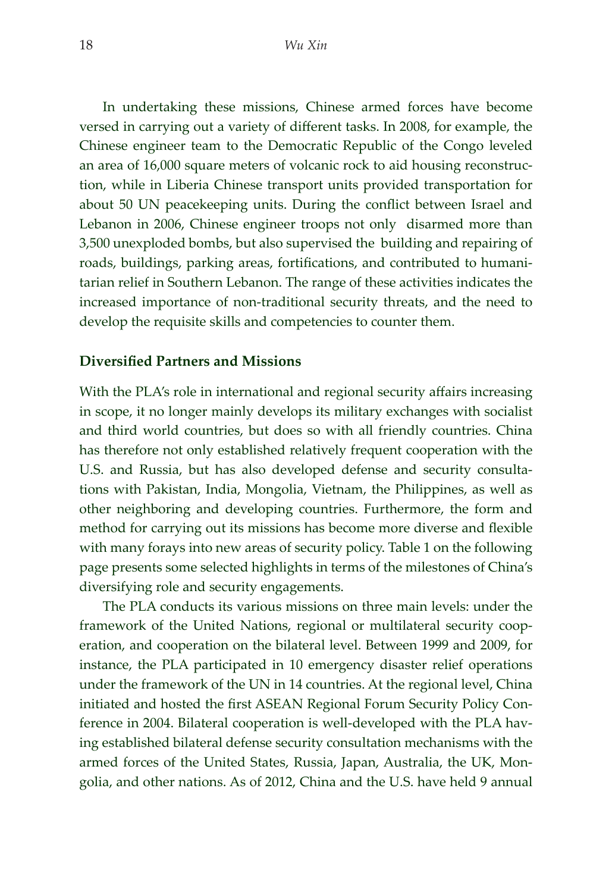In undertaking these missions, Chinese armed forces have become versed in carrying out a variety of different tasks. In 2008, for example, the Chinese engineer team to the Democratic Republic of the Congo leveled an area of 16,000 square meters of volcanic rock to aid housing reconstruction, while in Liberia Chinese transport units provided transportation for about 50 UN peacekeeping units. During the conflict between Israel and Lebanon in 2006, Chinese engineer troops not only disarmed more than 3,500 unexploded bombs, but also supervised the building and repairing of roads, buildings, parking areas, fortifications, and contributed to humanitarian relief in Southern Lebanon. The range of these activities indicates the increased importance of non-traditional security threats, and the need to develop the requisite skills and competencies to counter them.

## Diversified Partners and Missions

With the PLA's role in international and regional security affairs increasing in scope, it no longer mainly develops its military exchanges with socialist and third world countries, but does so with all friendly countries. China has therefore not only established relatively frequent cooperation with the U.S. and Russia, but has also developed defense and security consultations with Pakistan, India, Mongolia, Vietnam, the Philippines, as well as other neighboring and developing countries. Furthermore, the form and method for carrying out its missions has become more diverse and flexible with many forays into new areas of security policy. Table 1 on the following page presents some selected highlights in terms of the milestones of China's diversifying role and security engagements.

The PLA conducts its various missions on three main levels: under the framework of the United Nations, regional or multilateral security cooperation, and cooperation on the bilateral level. Between 1999 and 2009, for instance, the PLA participated in 10 emergency disaster relief operations under the framework of the UN in 14 countries. At the regional level, China initiated and hosted the first ASEAN Regional Forum Security Policy Conference in 2004. Bilateral cooperation is well-developed with the PLA having established bilateral defense security consultation mechanisms with the armed forces of the United States, Russia, Japan, Australia, the UK, Mongolia, and other nations. As of 2012, China and the U.S. have held 9 annual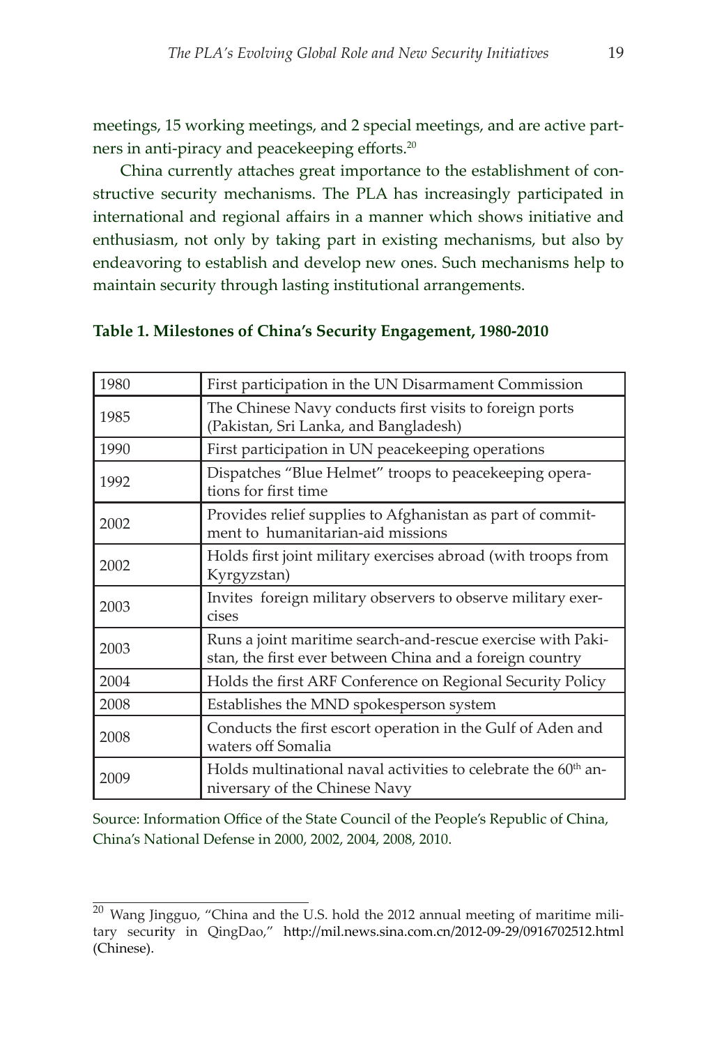meetings, 15 working meetings, and 2 special meetings, and are active partners in anti-piracy and peacekeeping efforts.[20]

China currently attaches great importance to the establishment of constructive security mechanisms. The PLA has increasingly participated in international and regional affairs in a manner which shows initiative and enthusiasm, not only by taking part in existing mechanisms, but also by endeavoring to establish and develop new ones. Such mechanisms help to maintain security through lasting institutional arrangements.

**Table 1. Milestones of China's Security Engagement, 1980-2010**

| | |
|---|---|
| 1980 | First participation in the UN Disarmament Commission |
| 1985 | The Chinese Navy conducts first visits to foreign ports (Pakistan, Sri Lanka, and Bangladesh) |
| 1990 | First participation in UN peacekeeping operations |
| 1992 | Dispatches "Blue Helmet" troops to peacekeeping operations for first time |
| 2002 | Provides relief supplies to Afghanistan as part of commitment to humanitarian-aid missions |
| 2002 | Holds first joint military exercises abroad (with troops from Kyrgyzstan) |
| 2003 | Invites foreign military observers to observe military exercises |
| 2003 | Runs a joint maritime search-and-rescue exercise with Pakistan, the first ever between China and a foreign country |
| 2004 | Holds the first ARF Conference on Regional Security Policy |
| 2008 | Establishes the MND spokesperson system |
| 2008 | Conducts the first escort operation in the Gulf of Aden and waters off Somalia |
| 2009 | Holds multinational naval activities to celebrate the 60th anniversary of the Chinese Navy |

Source: Information Office of the State Council of the People's Republic of China, China's National Defense in 2000, 2002, 2004, 2008, 2010.

[20] Wang Jingguo, "China and the U.S. hold the 2012 annual meeting of maritime military security in QingDao," http://mil.news.sina.com.cn/2012-09-29/0916702512.html (Chinese).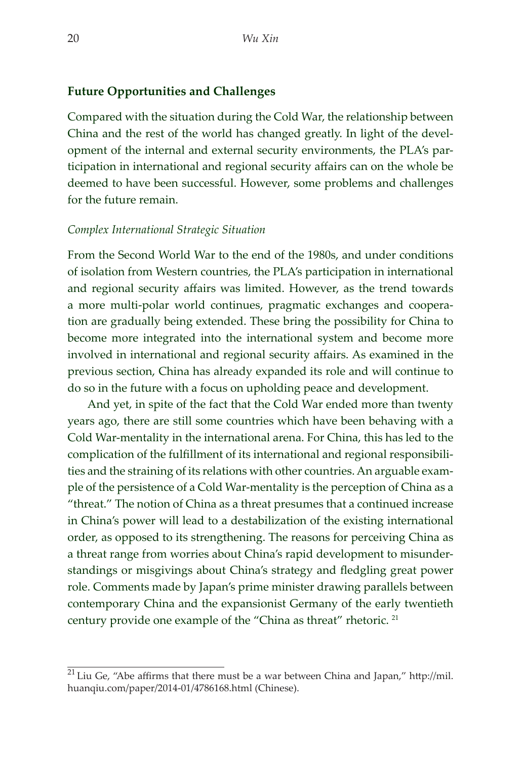## Future Opportunities and Challenges

Compared with the situation during the Cold War, the relationship between China and the rest of the world has changed greatly. In light of the development of the internal and external security environments, the PLA's participation in international and regional security affairs can on the whole be deemed to have been successful. However, some problems and challenges for the future remain.

### *Complex International Strategic Situation*

From the Second World War to the end of the 1980s, and under conditions of isolation from Western countries, the PLA's participation in international and regional security affairs was limited. However, as the trend towards a more multi-polar world continues, pragmatic exchanges and cooperation are gradually being extended. These bring the possibility for China to become more integrated into the international system and become more involved in international and regional security affairs. As examined in the previous section, China has already expanded its role and will continue to do so in the future with a focus on upholding peace and development.

And yet, in spite of the fact that the Cold War ended more than twenty years ago, there are still some countries which have been behaving with a Cold War-mentality in the international arena. For China, this has led to the complication of the fulfillment of its international and regional responsibilities and the straining of its relations with other countries. An arguable example of the persistence of a Cold War-mentality is the perception of China as a "threat." The notion of China as a threat presumes that a continued increase in China's power will lead to a destabilization of the existing international order, as opposed to its strengthening. The reasons for perceiving China as a threat range from worries about China's rapid development to misunderstandings or misgivings about China's strategy and fledgling great power role. Comments made by Japan's prime minister drawing parallels between contemporary China and the expansionist Germany of the early twentieth century provide one example of the "China as threat" rhetoric. [21]

---

[21] Liu Ge, "Abe affirms that there must be a war between China and Japan," http://mil.huanqiu.com/paper/2014-01/4786168.html (Chinese).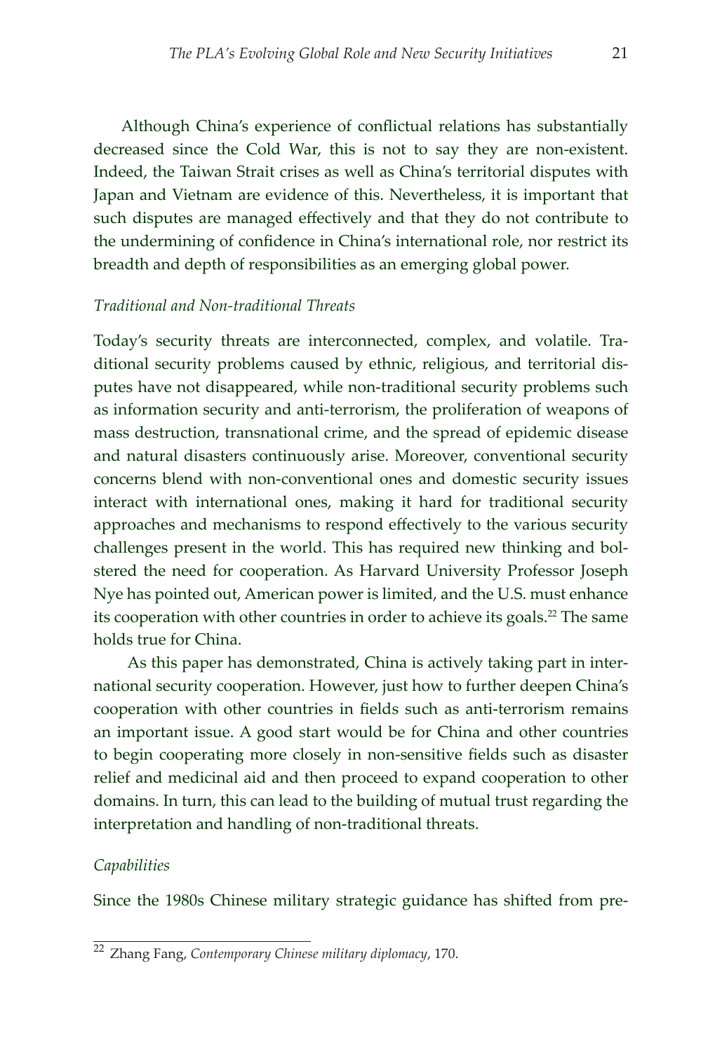Although China's experience of conflictual relations has substantially decreased since the Cold War, this is not to say they are non-existent. Indeed, the Taiwan Strait crises as well as China's territorial disputes with Japan and Vietnam are evidence of this. Nevertheless, it is important that such disputes are managed effectively and that they do not contribute to the undermining of confidence in China's international role, nor restrict its breadth and depth of responsibilities as an emerging global power.

### *Traditional and Non-traditional Threats*

Today's security threats are interconnected, complex, and volatile. Traditional security problems caused by ethnic, religious, and territorial disputes have not disappeared, while non-traditional security problems such as information security and anti-terrorism, the proliferation of weapons of mass destruction, transnational crime, and the spread of epidemic disease and natural disasters continuously arise. Moreover, conventional security concerns blend with non-conventional ones and domestic security issues interact with international ones, making it hard for traditional security approaches and mechanisms to respond effectively to the various security challenges present in the world. This has required new thinking and bolstered the need for cooperation. As Harvard University Professor Joseph Nye has pointed out, American power is limited, and the U.S. must enhance its cooperation with other countries in order to achieve its goals.[22] The same holds true for China.

As this paper has demonstrated, China is actively taking part in international security cooperation. However, just how to further deepen China's cooperation with other countries in fields such as anti-terrorism remains an important issue. A good start would be for China and other countries to begin cooperating more closely in non-sensitive fields such as disaster relief and medicinal aid and then proceed to expand cooperation to other domains. In turn, this can lead to the building of mutual trust regarding the interpretation and handling of non-traditional threats.

### *Capabilities*

Since the 1980s Chinese military strategic guidance has shifted from pre-

---

[22] Zhang Fang, *Contemporary Chinese military diplomacy*, 170.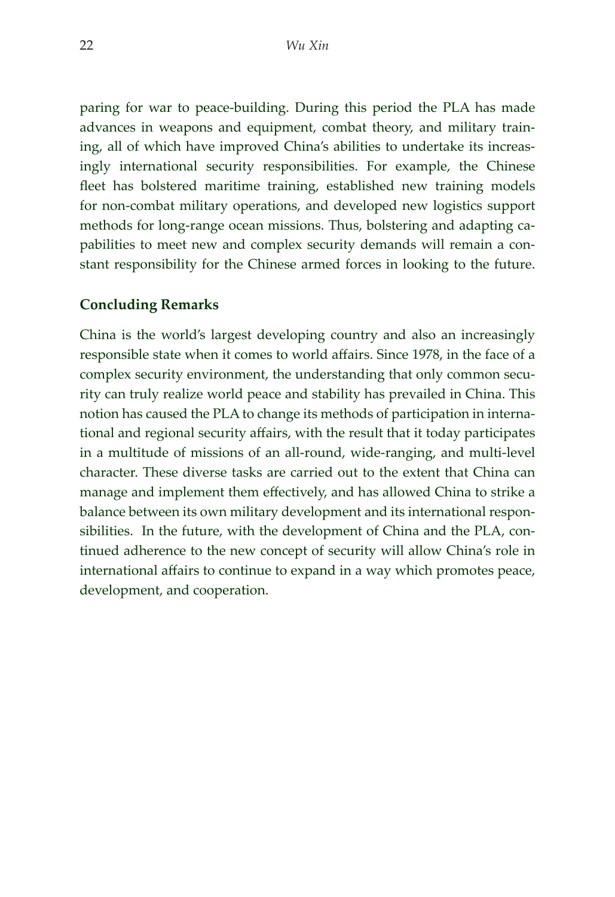paring for war to peace-building. During this period the PLA has made advances in weapons and equipment, combat theory, and military training, all of which have improved China's abilities to undertake its increasingly international security responsibilities. For example, the Chinese fleet has bolstered maritime training, established new training models for non-combat military operations, and developed new logistics support methods for long-range ocean missions. Thus, bolstering and adapting capabilities to meet new and complex security demands will remain a constant responsibility for the Chinese armed forces in looking to the future.

## Concluding Remarks

China is the world's largest developing country and also an increasingly responsible state when it comes to world affairs. Since 1978, in the face of a complex security environment, the understanding that only common security can truly realize world peace and stability has prevailed in China. This notion has caused the PLA to change its methods of participation in international and regional security affairs, with the result that it today participates in a multitude of missions of an all-round, wide-ranging, and multi-level character. These diverse tasks are carried out to the extent that China can manage and implement them effectively, and has allowed China to strike a balance between its own military development and its international responsibilities. In the future, with the development of China and the PLA, continued adherence to the new concept of security will allow China's role in international affairs to continue to expand in a way which promotes peace, development, and cooperation.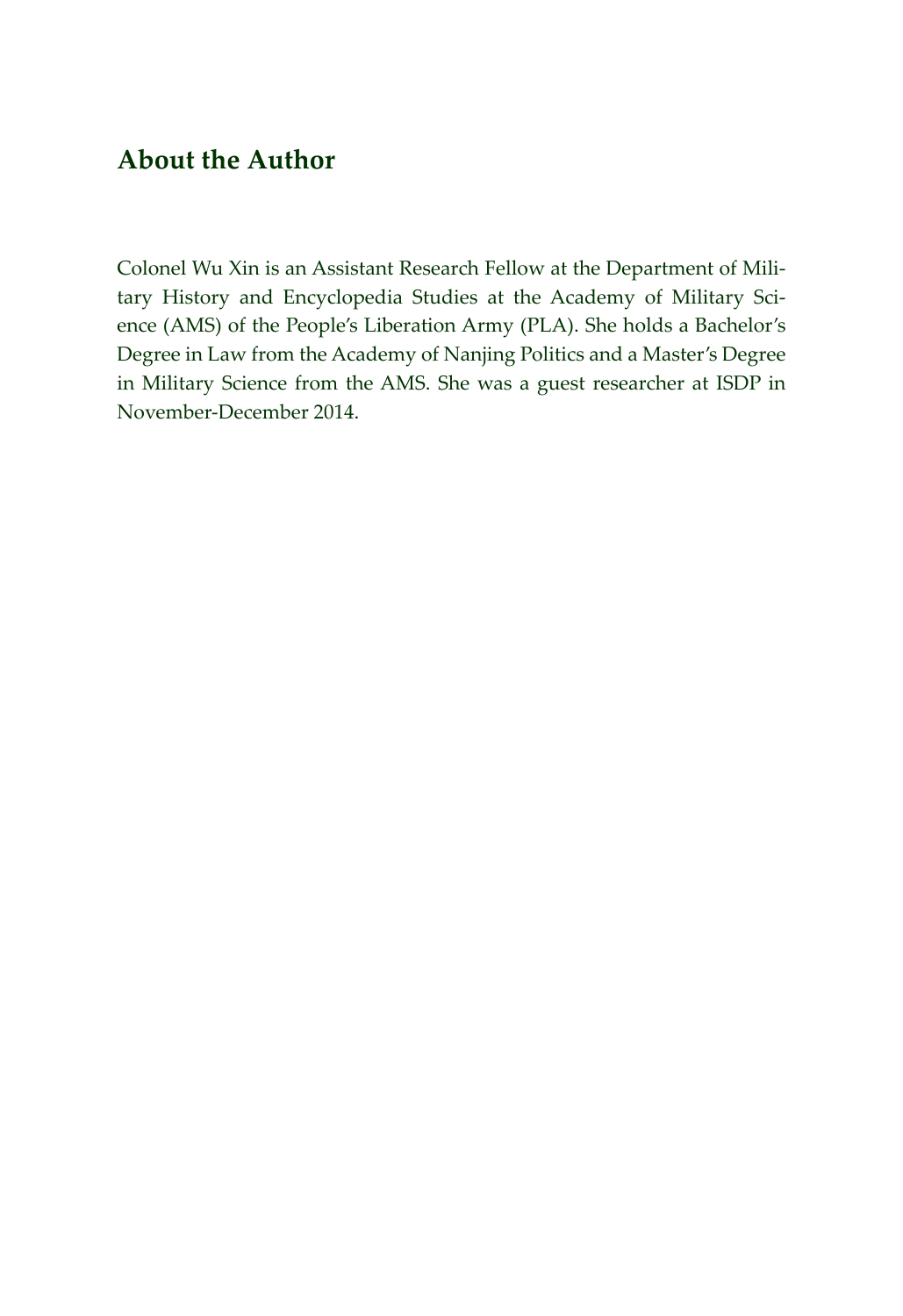## About the Author

Colonel Wu Xin is an Assistant Research Fellow at the Department of Military History and Encyclopedia Studies at the Academy of Military Science (AMS) of the People's Liberation Army (PLA). She holds a Bachelor's Degree in Law from the Academy of Nanjing Politics and a Master's Degree in Military Science from the AMS. She was a guest researcher at ISDP in November-December 2014.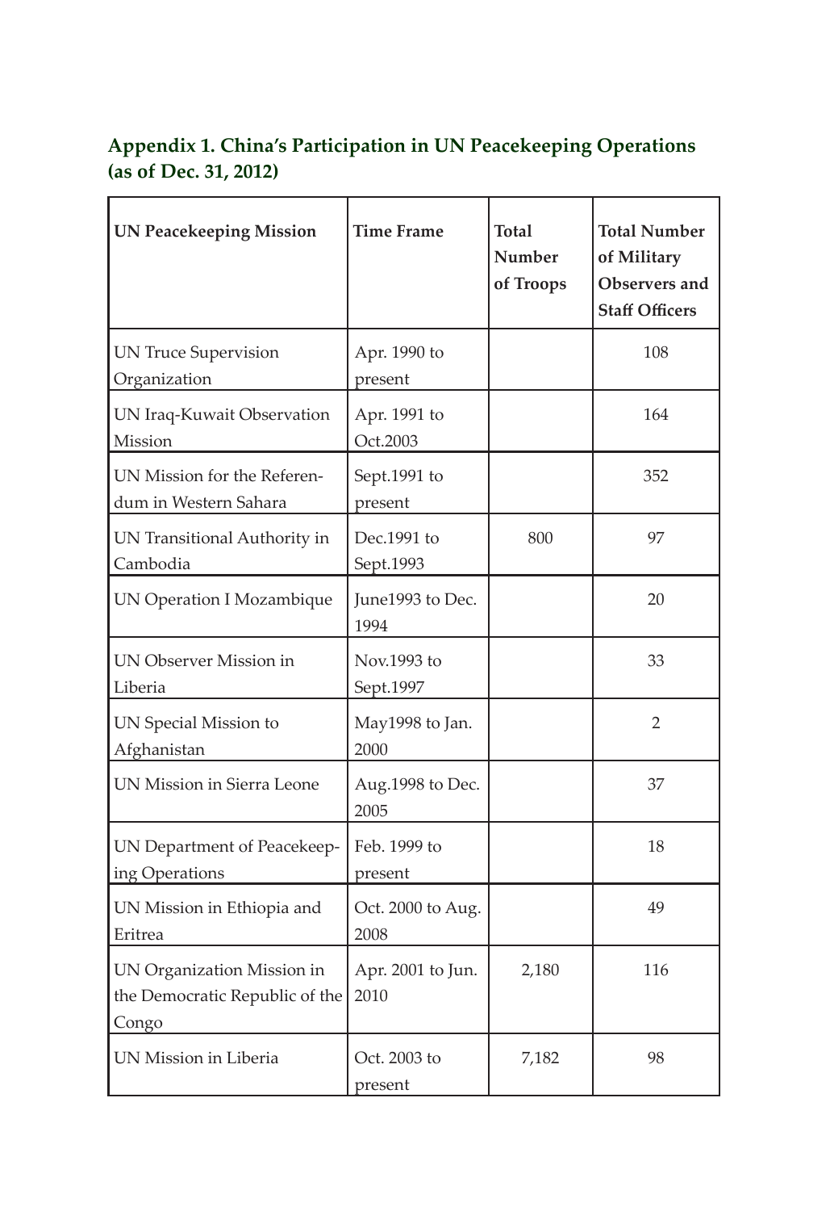## Appendix 1. China's Participation in UN Peacekeeping Operations (as of Dec. 31, 2012)

| UN Peacekeeping Mission | Time Frame | Total Number of Troops | Total Number of Military Observers and Staff Officers |
|---|---|---|---|
| UN Truce Supervision Organization | Apr. 1990 to present | | 108 |
| UN Iraq-Kuwait Observation Mission | Apr. 1991 to Oct.2003 | | 164 |
| UN Mission for the Referendum in Western Sahara | Sept.1991 to present | | 352 |
| UN Transitional Authority in Cambodia | Dec.1991 to Sept.1993 | 800 | 97 |
| UN Operation I Mozambique | June1993 to Dec. 1994 | | 20 |
| UN Observer Mission in Liberia | Nov.1993 to Sept.1997 | | 33 |
| UN Special Mission to Afghanistan | May1998 to Jan. 2000 | | 2 |
| UN Mission in Sierra Leone | Aug.1998 to Dec. 2005 | | 37 |
| UN Department of Peacekeeping Operations | Feb. 1999 to present | | 18 |
| UN Mission in Ethiopia and Eritrea | Oct. 2000 to Aug. 2008 | | 49 |
| UN Organization Mission in the Democratic Republic of the Congo | Apr. 2001 to Jun. 2010 | 2,180 | 116 |
| UN Mission in Liberia | Oct. 2003 to present | 7,182 | 98 |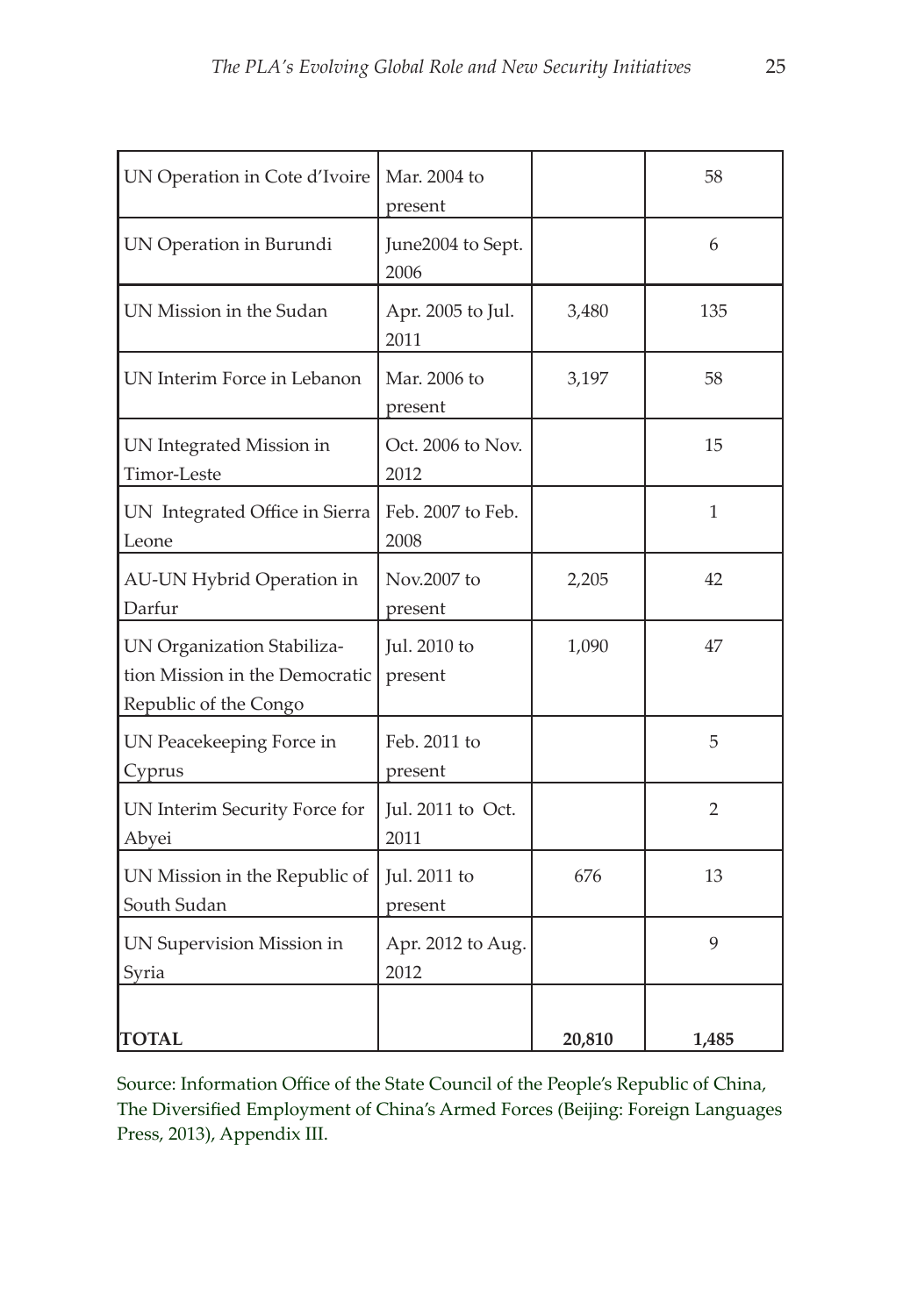| | | | |
|---|---|---|---|
| UN Operation in Cote d'Ivoire | Mar. 2004 to present | | 58 |
| UN Operation in Burundi | June2004 to Sept. 2006 | | 6 |
| UN Mission in the Sudan | Apr. 2005 to Jul. 2011 | 3,480 | 135 |
| UN Interim Force in Lebanon | Mar. 2006 to present | 3,197 | 58 |
| UN Integrated Mission in Timor-Leste | Oct. 2006 to Nov. 2012 | | 15 |
| UN Integrated Office in Sierra Leone | Feb. 2007 to Feb. 2008 | | 1 |
| AU-UN Hybrid Operation in Darfur | Nov.2007 to present | 2,205 | 42 |
| UN Organization Stabilization Mission in the Democratic Republic of the Congo | Jul. 2010 to present | 1,090 | 47 |
| UN Peacekeeping Force in Cyprus | Feb. 2011 to present | | 5 |
| UN Interim Security Force for Abyei | Jul. 2011 to Oct. 2011 | | 2 |
| UN Mission in the Republic of South Sudan | Jul. 2011 to present | 676 | 13 |
| UN Supervision Mission in Syria | Apr. 2012 to Aug. 2012 | | 9 |
| **TOTAL** | | **20,810** | **1,485** |

Source: Information Office of the State Council of the People's Republic of China, The Diversified Employment of China's Armed Forces (Beijing: Foreign Languages Press, 2013), Appendix III.